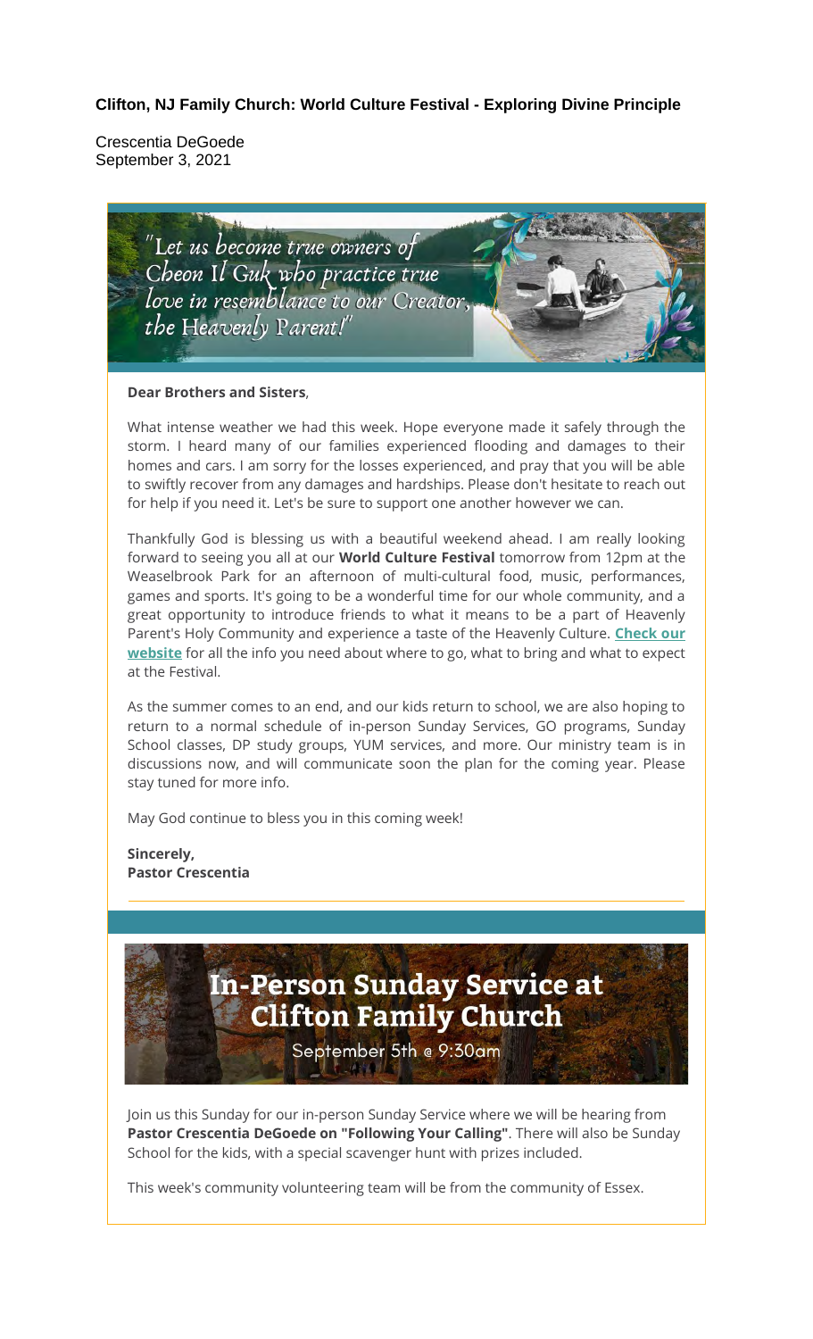# Clifton, NJ Family Church: World Culture Festival - Exploring Divine Principle

Crescentia DeGoede
September 3, 2021

"Let us become true owners of Cheon Il Guk who practice true love in resemblance to our Creator, the Heavenly Parent!"

**Dear Brothers and Sisters**,

What intense weather we had this week. Hope everyone made it safely through the storm. I heard many of our families experienced flooding and damages to their homes and cars. I am sorry for the losses experienced, and pray that you will be able to swiftly recover from any damages and hardships. Please don't hesitate to reach out for help if you need it. Let's be sure to support one another however we can.

Thankfully God is blessing us with a beautiful weekend ahead. I am really looking forward to seeing you all at our **World Culture Festival** tomorrow from 12pm at the Weaselbrook Park for an afternoon of multi-cultural food, music, performances, games and sports. It's going to be a wonderful time for our whole community, and a great opportunity to introduce friends to what it means to be a part of Heavenly Parent's Holy Community and experience a taste of the Heavenly Culture. **Check our website** for all the info you need about where to go, what to bring and what to expect at the Festival.

As the summer comes to an end, and our kids return to school, we are also hoping to return to a normal schedule of in-person Sunday Services, GO programs, Sunday School classes, DP study groups, YUM services, and more. Our ministry team is in discussions now, and will communicate soon the plan for the coming year. Please stay tuned for more info.

May God continue to bless you in this coming week!

**Sincerely,**
**Pastor Crescentia**

## In-Person Sunday Service at Clifton Family Church

September 5th @ 9:30am

Join us this Sunday for our in-person Sunday Service where we will be hearing from **Pastor Crescentia DeGoede on "Following Your Calling"**. There will also be Sunday School for the kids, with a special scavenger hunt with prizes included.

This week's community volunteering team will be from the community of Essex.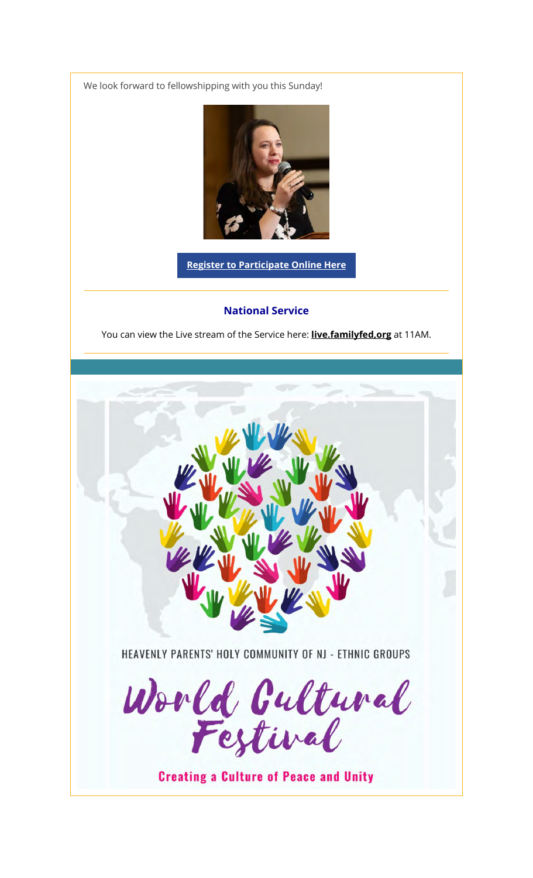We look forward to fellowshipping with you this Sunday!

**Register to Participate Online Here**

### National Service

You can view the Live stream of the Service here: **live.familyfed.org** at 11AM.

HEAVENLY PARENTS' HOLY COMMUNITY OF NJ - ETHNIC GROUPS

# World Cultural Festival

**Creating a Culture of Peace and Unity**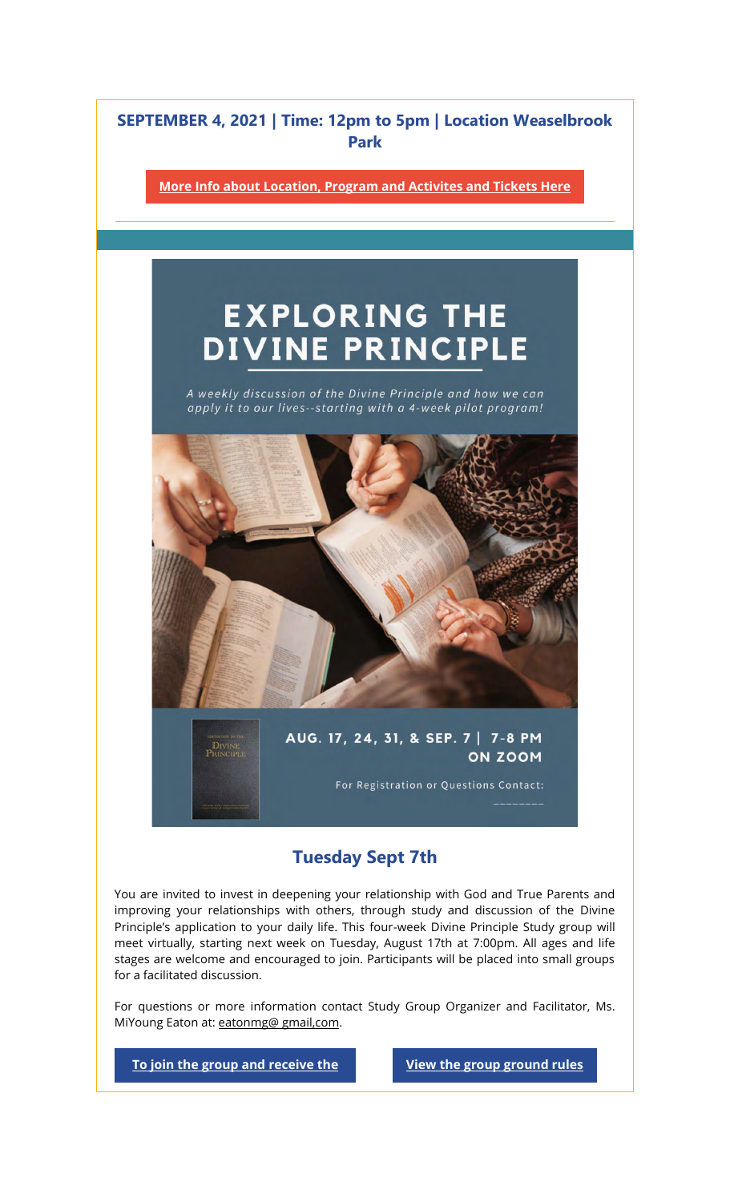**SEPTEMBER 4, 2021 | Time: 12pm to 5pm | Location Weaselbrook Park**

**More Info about Location, Program and Activites and Tickets Here**

# EXPLORING THE DIVINE PRINCIPLE

*A weekly discussion of the Divine Principle and how we can apply it to our lives--starting with a 4-week pilot program!*

**AUG. 17, 24, 31, & SEP. 7 | 7-8 PM ON ZOOM**

For Registration or Questions Contact:

## Tuesday Sept 7th

You are invited to invest in deepening your relationship with God and True Parents and improving your relationships with others, through study and discussion of the Divine Principle's application to your daily life. This four-week Divine Principle Study group will meet virtually, starting next week on Tuesday, August 17th at 7:00pm. All ages and life stages are welcome and encouraged to join. Participants will be placed into small groups for a facilitated discussion.

For questions or more information contact Study Group Organizer and Facilitator, Ms. MiYoung Eaton at: eatonmg@ gmail,com.

**To join the group and receive the**

**View the group ground rules**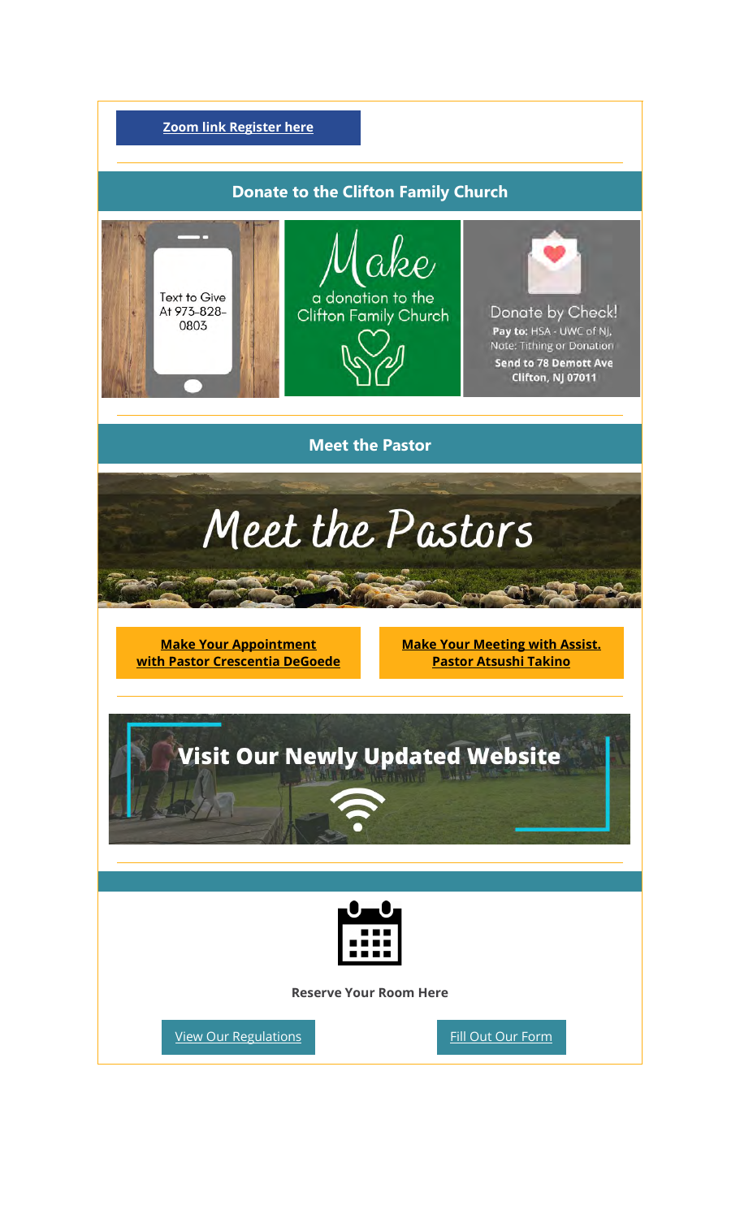**Zoom link Register here**

## Donate to the Clifton Family Church

Text to Give At 973-828-0803

Make a donation to the Clifton Family Church

Donate by Check!
**Pay to:** HSA - UWC of NJ,
Note: Tithing or Donation
**Send to 78 Demott Ave Clifton, NJ 07011**

## Meet the Pastor

Meet the Pastors

**Make Your Appointment with Pastor Crescentia DeGoede**

**Make Your Meeting with Assist. Pastor Atsushi Takino**

**Visit Our Newly Updated Website**

**Reserve Your Room Here**

View Our Regulations

Fill Out Our Form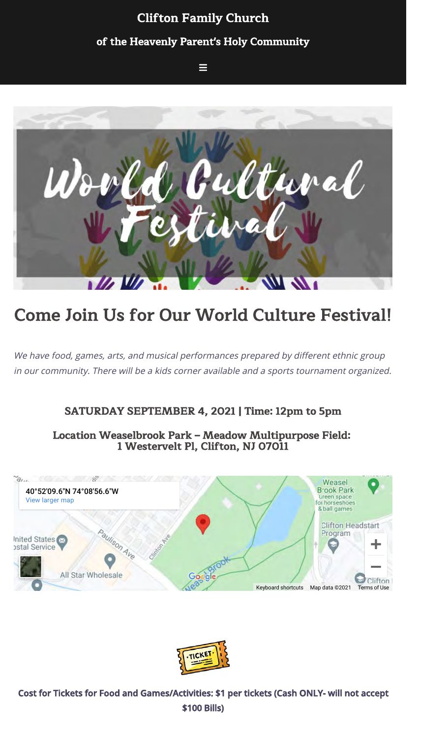# Clifton Family Church

### of the Heavenly Parent's Holy Community

World Cultural Festival

## Come Join Us for Our World Culture Festival!

*We have food, games, arts, and musical performances prepared by different ethnic group in our community. There will be a kids corner available and a sports tournament organized.*

### SATURDAY SEPTEMBER 4, 2021 | Time: 12pm to 5pm

### Location Weaselbrook Park – Meadow Multipurpose Field: 1 Westervelt Pl, Clifton, NJ 07011

40°52'09.6"N 74°08'56.6"W
View larger map

**Cost for Tickets for Food and Games/Activities: $1 per tickets (Cash ONLY- will not accept $100 Bills)**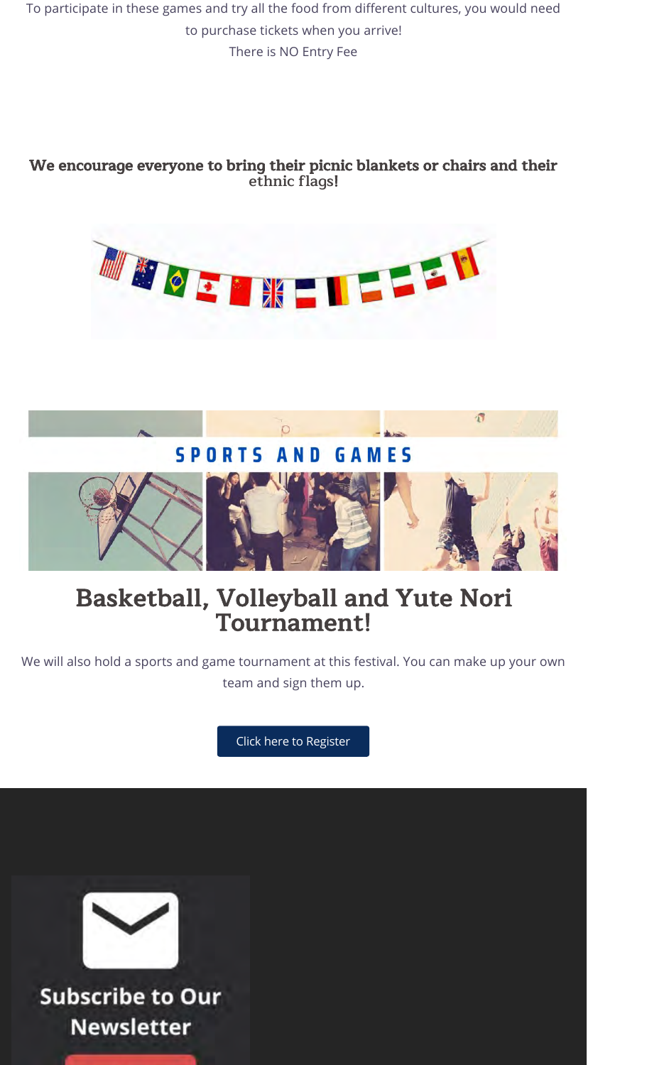To participate in these games and try all the food from different cultures, you would need to purchase tickets when you arrive!

There is NO Entry Fee

**We encourage everyone to bring their picnic blankets or chairs and their ethnic flags!**

SPORTS AND GAMES

## Basketball, Volleyball and Yute Nori Tournament!

We will also hold a sports and game tournament at this festival. You can make up your own team and sign them up.

Click here to Register

Subscribe to Our Newsletter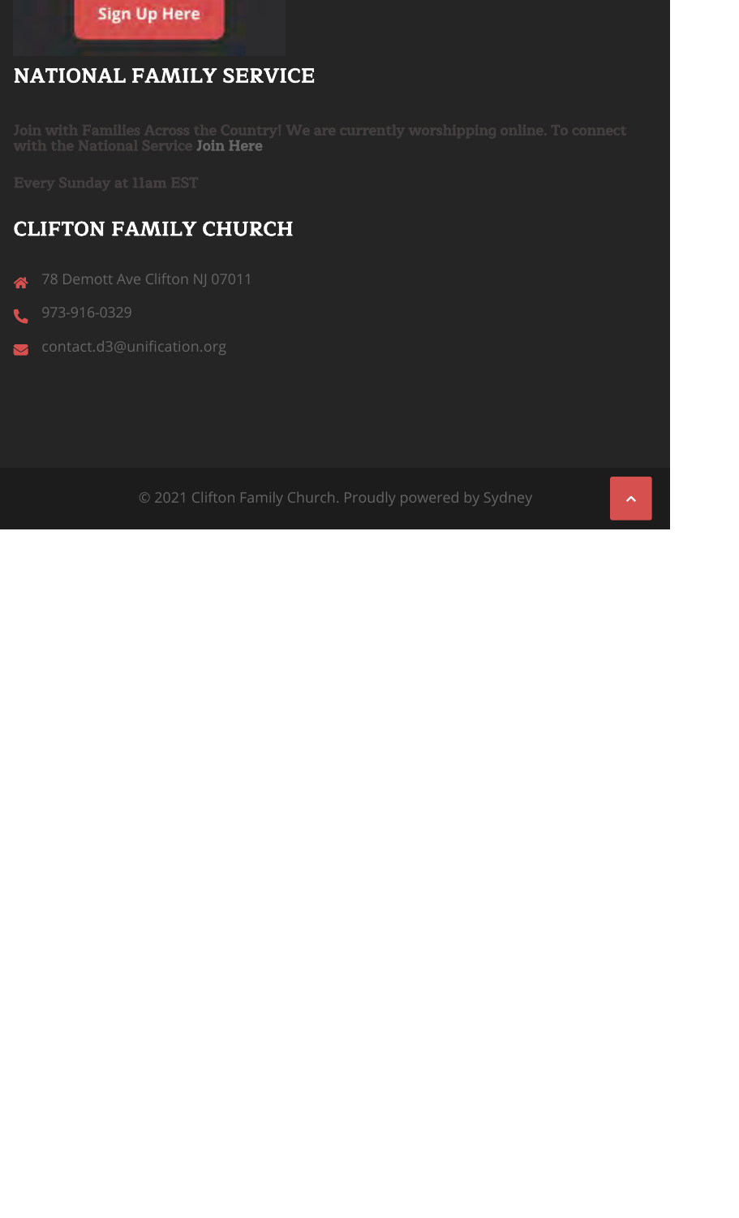Sign Up Here

## NATIONAL FAMILY SERVICE

Join with Families Across the Country! We are currently worshipping online. To connect with the National Service **Join Here**

Every Sunday at 11am EST

## CLIFTON FAMILY CHURCH

- 78 Demott Ave Clifton NJ 07011
- 973-916-0329
- contact.d3@unification.org

© 2021 Clifton Family Church. Proudly powered by Sydney